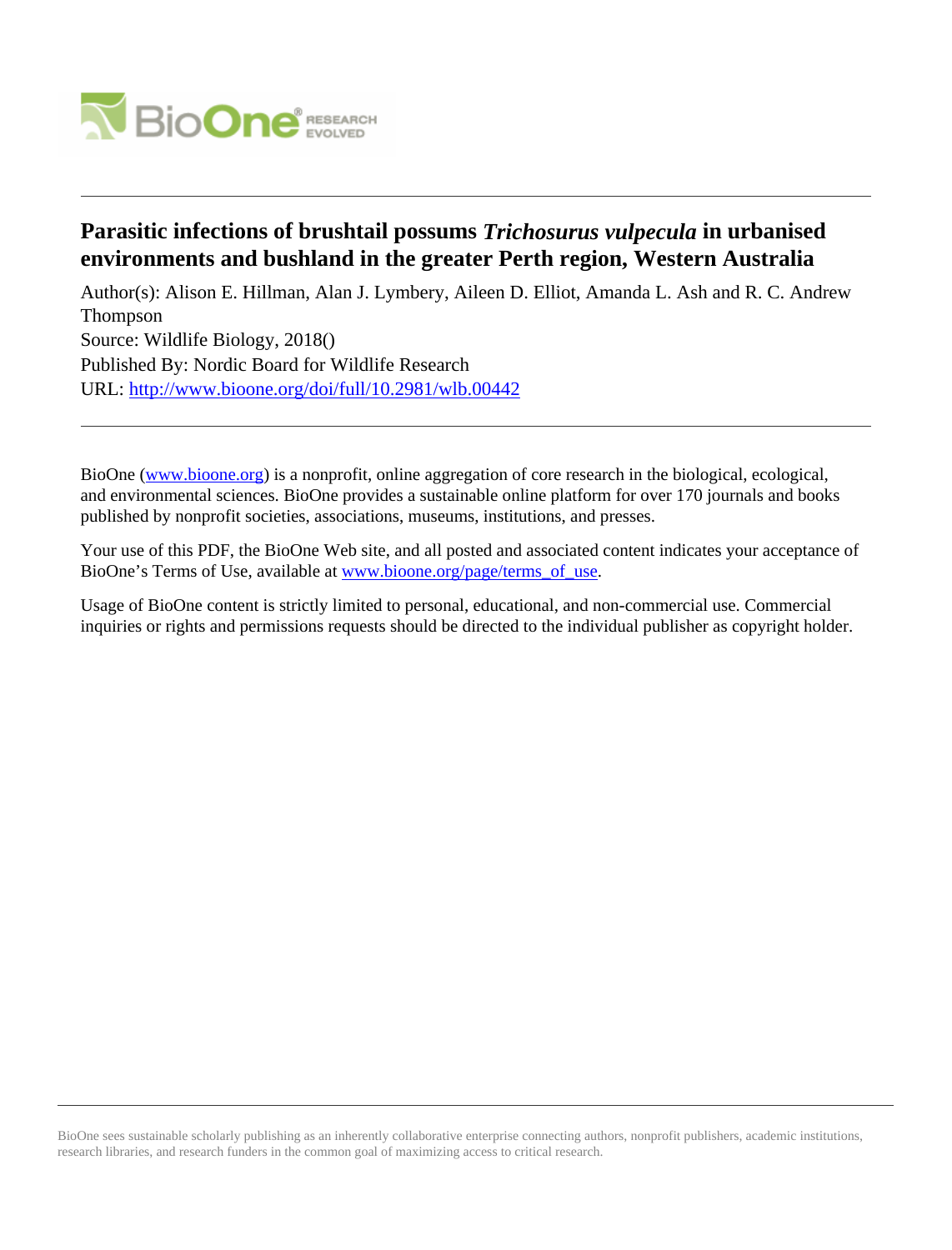# Parasitic infections of brushtail possums *Trichosurus vulpecula* in urbanised environments and bushland in the greater Perth region, Western Australia

Author(s): Alison E. Hillman, Alan J. Lymbery, Aileen D. Elliot, Amanda L. Ash and R. C. Andrew Thompson

Source: Wildlife Biology, 2018()

Published By: Nordic Board for Wildlife Research

URL: http://www.bioone.org/doi/full/10.2981/wlb.00442

BioOne (www.bioone.org) is a nonprofit, online aggregation of core research in the biological, ecological, and environmental sciences. BioOne provides a sustainable online platform for over 170 journals and books published by nonprofit societies, associations, museums, institutions, and presses.

Your use of this PDF, the BioOne Web site, and all posted and associated content indicates your acceptance of BioOne's Terms of Use, available at www.bioone.org/page/terms_of_use.

Usage of BioOne content is strictly limited to personal, educational, and non-commercial use. Commercial inquiries or rights and permissions requests should be directed to the individual publisher as copyright holder.

BioOne sees sustainable scholarly publishing as an inherently collaborative enterprise connecting authors, nonprofit publishers, academic institutions, research libraries, and research funders in the common goal of maximizing access to critical research.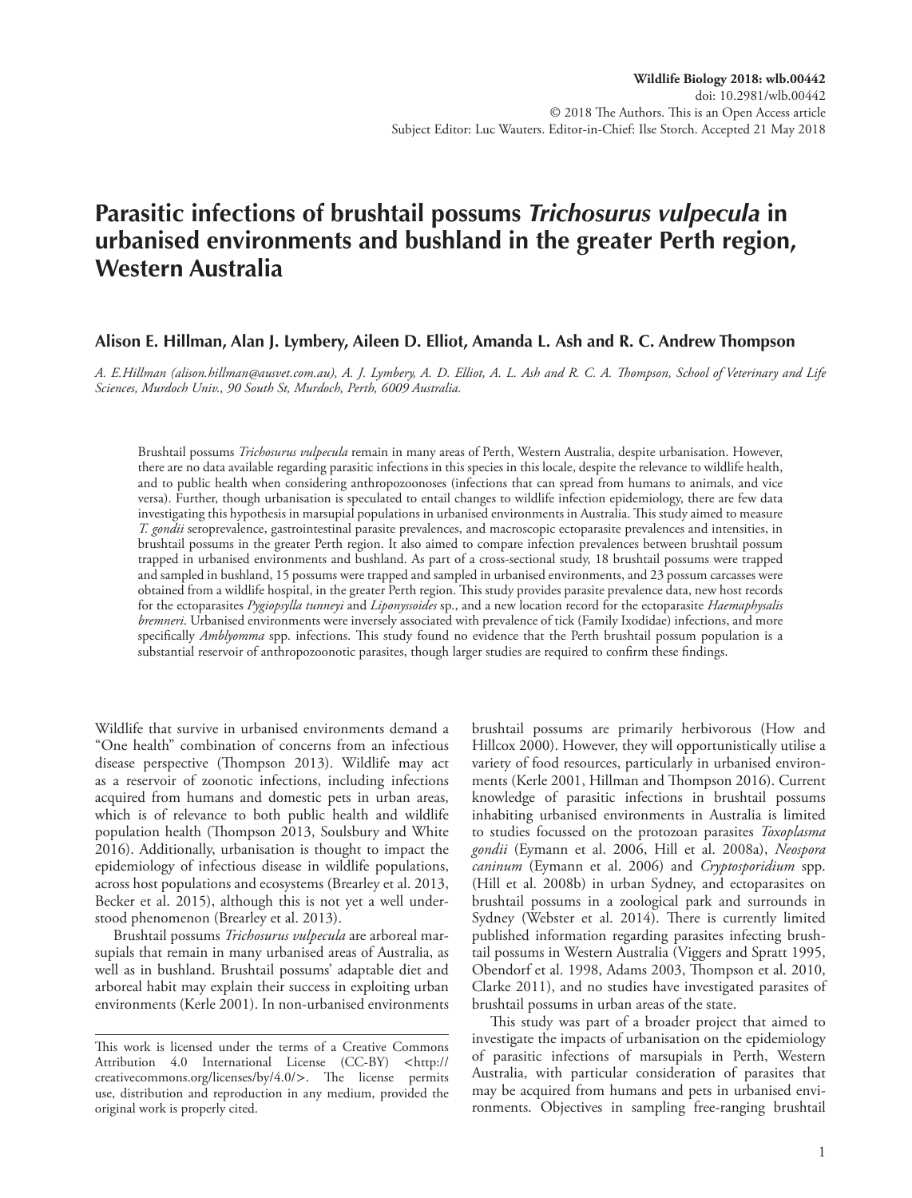# Parasitic infections of brushtail possums *Trichosurus vulpecula* in urbanised environments and bushland in the greater Perth region, Western Australia

**Alison E. Hillman, Alan J. Lymbery, Aileen D. Elliot, Amanda L. Ash and R. C. Andrew Thompson**

*A. E.Hillman (alison.hillman@ausvet.com.au), A. J. Lymbery, A. D. Elliot, A. L. Ash and R. C. A. Thompson, School of Veterinary and Life Sciences, Murdoch Univ., 90 South St, Murdoch, Perth, 6009 Australia.*

Brushtail possums *Trichosurus vulpecula* remain in many areas of Perth, Western Australia, despite urbanisation. However, there are no data available regarding parasitic infections in this species in this locale, despite the relevance to wildlife health, and to public health when considering anthropozoonoses (infections that can spread from humans to animals, and vice versa). Further, though urbanisation is speculated to entail changes to wildlife infection epidemiology, there are few data investigating this hypothesis in marsupial populations in urbanised environments in Australia. This study aimed to measure *T. gondii* seroprevalence, gastrointestinal parasite prevalences, and macroscopic ectoparasite prevalences and intensities, in brushtail possums in the greater Perth region. It also aimed to compare infection prevalences between brushtail possum trapped in urbanised environments and bushland. As part of a cross-sectional study, 18 brushtail possums were trapped and sampled in bushland, 15 possums were trapped and sampled in urbanised environments, and 23 possum carcasses were obtained from a wildlife hospital, in the greater Perth region. This study provides parasite prevalence data, new host records for the ectoparasites *Pygiopsylla tunneyi* and *Liponyssoides* sp., and a new location record for the ectoparasite *Haemaphysalis bremneri*. Urbanised environments were inversely associated with prevalence of tick (Family Ixodidae) infections, and more specifically *Amblyomma* spp. infections. This study found no evidence that the Perth brushtail possum population is a substantial reservoir of anthropozoonotic parasites, though larger studies are required to confirm these findings.

Wildlife that survive in urbanised environments demand a "One health" combination of concerns from an infectious disease perspective (Thompson 2013). Wildlife may act as a reservoir of zoonotic infections, including infections acquired from humans and domestic pets in urban areas, which is of relevance to both public health and wildlife population health (Thompson 2013, Soulsbury and White 2016). Additionally, urbanisation is thought to impact the epidemiology of infectious disease in wildlife populations, across host populations and ecosystems (Brearley et al. 2013, Becker et al. 2015), although this is not yet a well understood phenomenon (Brearley et al. 2013).

Brushtail possums *Trichosurus vulpecula* are arboreal marsupials that remain in many urbanised areas of Australia, as well as in bushland. Brushtail possums' adaptable diet and arboreal habit may explain their success in exploiting urban environments (Kerle 2001). In non-urbanised environments brushtail possums are primarily herbivorous (How and Hillcox 2000). However, they will opportunistically utilise a variety of food resources, particularly in urbanised environments (Kerle 2001, Hillman and Thompson 2016). Current knowledge of parasitic infections in brushtail possums inhabiting urbanised environments in Australia is limited to studies focussed on the protozoan parasites *Toxoplasma gondii* (Eymann et al. 2006, Hill et al. 2008a), *Neospora caninum* (Eymann et al. 2006) and *Cryptosporidium* spp. (Hill et al. 2008b) in urban Sydney, and ectoparasites on brushtail possums in a zoological park and surrounds in Sydney (Webster et al. 2014). There is currently limited published information regarding parasites infecting brushtail possums in Western Australia (Viggers and Spratt 1995, Obendorf et al. 1998, Adams 2003, Thompson et al. 2010, Clarke 2011), and no studies have investigated parasites of brushtail possums in urban areas of the state.

This study was part of a broader project that aimed to investigate the impacts of urbanisation on the epidemiology of parasitic infections of marsupials in Perth, Western Australia, with particular consideration of parasites that may be acquired from humans and pets in urbanised environments. Objectives in sampling free-ranging brushtail

This work is licensed under the terms of a Creative Commons Attribution 4.0 International License (CC-BY) <http://creativecommons.org/licenses/by/4.0/>. The license permits use, distribution and reproduction in any medium, provided the original work is properly cited.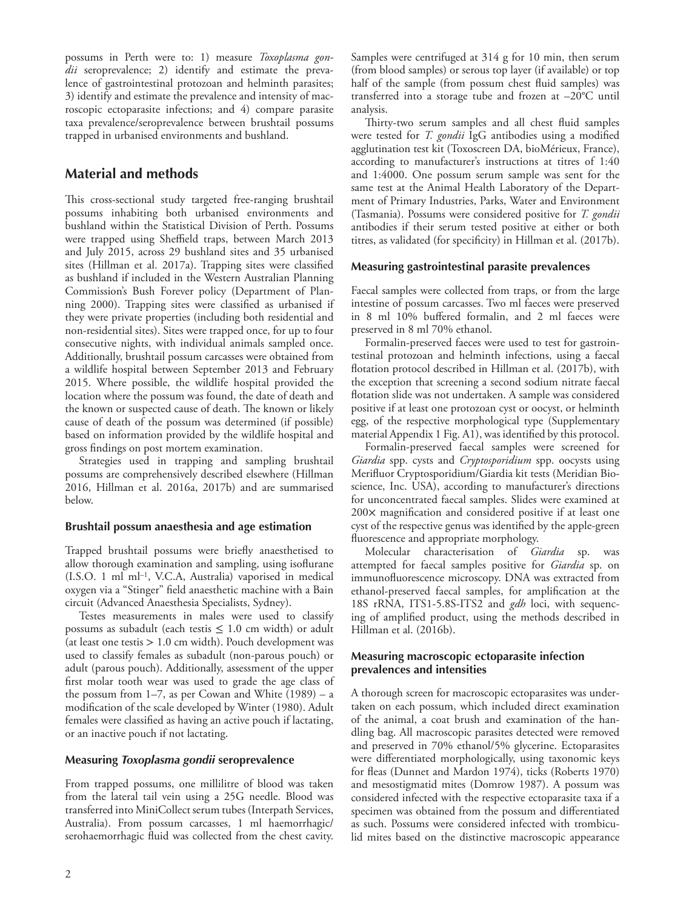possums in Perth were to: 1) measure *Toxoplasma gondii* seroprevalence; 2) identify and estimate the prevalence of gastrointestinal protozoan and helminth parasites; 3) identify and estimate the prevalence and intensity of macroscopic ectoparasite infections; and 4) compare parasite taxa prevalence/seroprevalence between brushtail possums trapped in urbanised environments and bushland.

## Material and methods

This cross-sectional study targeted free-ranging brushtail possums inhabiting both urbanised environments and bushland within the Statistical Division of Perth. Possums were trapped using Sheffield traps, between March 2013 and July 2015, across 29 bushland sites and 35 urbanised sites (Hillman et al. 2017a). Trapping sites were classified as bushland if included in the Western Australian Planning Commission's Bush Forever policy (Department of Planning 2000). Trapping sites were classified as urbanised if they were private properties (including both residential and non-residential sites). Sites were trapped once, for up to four consecutive nights, with individual animals sampled once. Additionally, brushtail possum carcasses were obtained from a wildlife hospital between September 2013 and February 2015. Where possible, the wildlife hospital provided the location where the possum was found, the date of death and the known or suspected cause of death. The known or likely cause of death of the possum was determined (if possible) based on information provided by the wildlife hospital and gross findings on post mortem examination.

Strategies used in trapping and sampling brushtail possums are comprehensively described elsewhere (Hillman 2016, Hillman et al. 2016a, 2017b) and are summarised below.

### Brushtail possum anaesthesia and age estimation

Trapped brushtail possums were briefly anaesthetised to allow thorough examination and sampling, using isoflurane (I.S.O. 1 ml ml$^{-1}$, V.C.A, Australia) vaporised in medical oxygen via a "Stinger" field anaesthetic machine with a Bain circuit (Advanced Anaesthesia Specialists, Sydney).

Testes measurements in males were used to classify possums as subadult (each testis $\leq$ 1.0 cm width) or adult (at least one testis $>$ 1.0 cm width). Pouch development was used to classify females as subadult (non-parous pouch) or adult (parous pouch). Additionally, assessment of the upper first molar tooth wear was used to grade the age class of the possum from 1–7, as per Cowan and White (1989) – a modification of the scale developed by Winter (1980). Adult females were classified as having an active pouch if lactating, or an inactive pouch if not lactating.

### Measuring *Toxoplasma gondii* seroprevalence

From trapped possums, one millilitre of blood was taken from the lateral tail vein using a 25G needle. Blood was transferred into MiniCollect serum tubes (Interpath Services, Australia). From possum carcasses, 1 ml haemorrhagic/serohaemorrhagic fluid was collected from the chest cavity. Samples were centrifuged at 314 g for 10 min, then serum (from blood samples) or serous top layer (if available) or top half of the sample (from possum chest fluid samples) was transferred into a storage tube and frozen at –20°C until analysis.

Thirty-two serum samples and all chest fluid samples were tested for *T. gondii* IgG antibodies using a modified agglutination test kit (Toxoscreen DA, bioMérieux, France), according to manufacturer's instructions at titres of 1:40 and 1:4000. One possum serum sample was sent for the same test at the Animal Health Laboratory of the Department of Primary Industries, Parks, Water and Environment (Tasmania). Possums were considered positive for *T. gondii* antibodies if their serum tested positive at either or both titres, as validated (for specificity) in Hillman et al. (2017b).

### Measuring gastrointestinal parasite prevalences

Faecal samples were collected from traps, or from the large intestine of possum carcasses. Two ml faeces were preserved in 8 ml 10% buffered formalin, and 2 ml faeces were preserved in 8 ml 70% ethanol.

Formalin-preserved faeces were used to test for gastrointestinal protozoan and helminth infections, using a faecal flotation protocol described in Hillman et al. (2017b), with the exception that screening a second sodium nitrate faecal flotation slide was not undertaken. A sample was considered positive if at least one protozoan cyst or oocyst, or helminth egg, of the respective morphological type (Supplementary material Appendix 1 Fig. A1), was identified by this protocol.

Formalin-preserved faecal samples were screened for *Giardia* spp. cysts and *Cryptosporidium* spp. oocysts using Merifluor Cryptosporidium/Giardia kit tests (Meridian Bioscience, Inc. USA), according to manufacturer's directions for unconcentrated faecal samples. Slides were examined at 200× magnification and considered positive if at least one cyst of the respective genus was identified by the apple-green fluorescence and appropriate morphology.

Molecular characterisation of *Giardia* sp. was attempted for faecal samples positive for *Giardia* sp. on immunofluorescence microscopy. DNA was extracted from ethanol-preserved faecal samples, for amplification at the 18S rRNA, ITS1-5.8S-ITS2 and *gdh* loci, with sequencing of amplified product, using the methods described in Hillman et al. (2016b).

### Measuring macroscopic ectoparasite infection prevalences and intensities

A thorough screen for macroscopic ectoparasites was undertaken on each possum, which included direct examination of the animal, a coat brush and examination of the handling bag. All macroscopic parasites detected were removed and preserved in 70% ethanol/5% glycerine. Ectoparasites were differentiated morphologically, using taxonomic keys for fleas (Dunnet and Mardon 1974), ticks (Roberts 1970) and mesostigmatid mites (Domrow 1987). A possum was considered infected with the respective ectoparasite taxa if a specimen was obtained from the possum and differentiated as such. Possums were considered infected with trombiculid mites based on the distinctive macroscopic appearance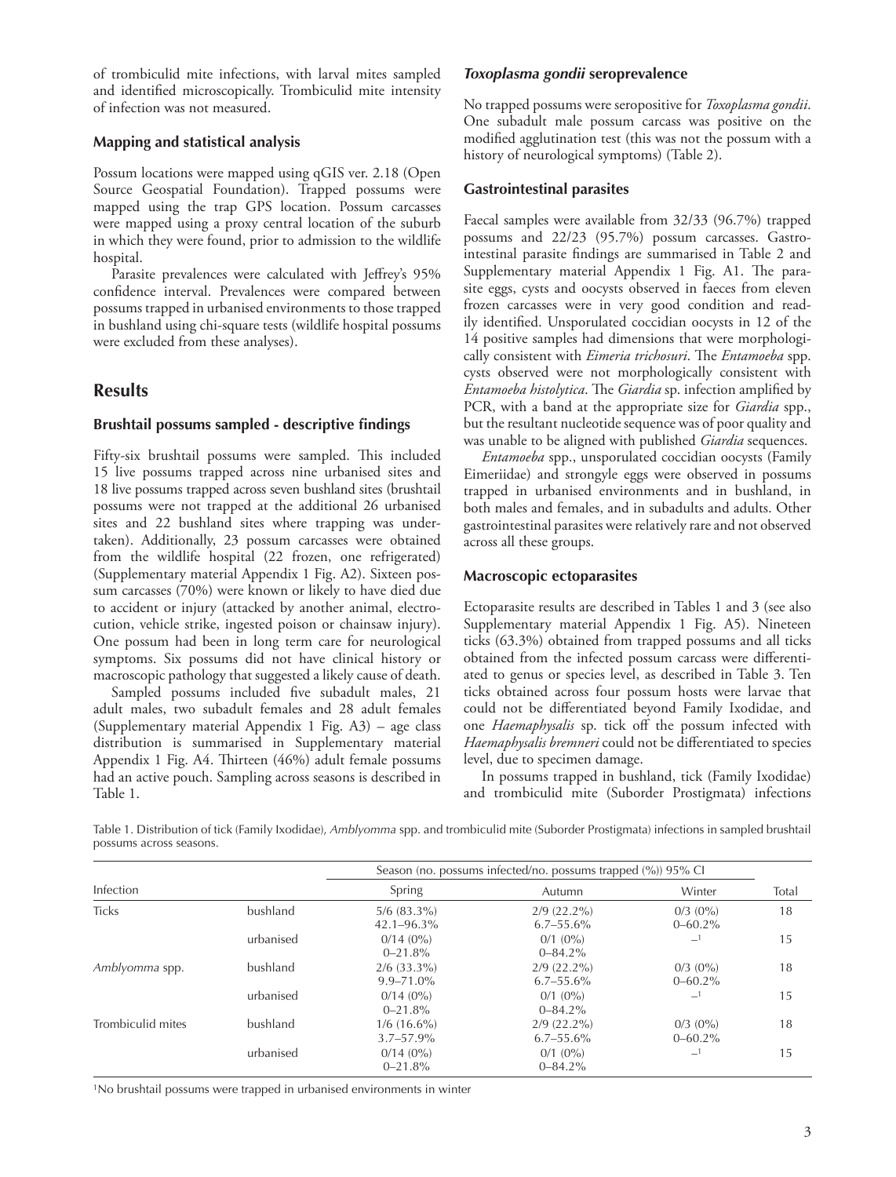of trombiculid mite infections, with larval mites sampled and identified microscopically. Trombiculid mite intensity of infection was not measured.

### Mapping and statistical analysis

Possum locations were mapped using qGIS ver. 2.18 (Open Source Geospatial Foundation). Trapped possums were mapped using the trap GPS location. Possum carcasses were mapped using a proxy central location of the suburb in which they were found, prior to admission to the wildlife hospital.

Parasite prevalences were calculated with Jeffrey's 95% confidence interval. Prevalences were compared between possums trapped in urbanised environments to those trapped in bushland using chi-square tests (wildlife hospital possums were excluded from these analyses).

## Results

### Brushtail possums sampled - descriptive findings

Fifty-six brushtail possums were sampled. This included 15 live possums trapped across nine urbanised sites and 18 live possums trapped across seven bushland sites (brushtail possums were not trapped at the additional 26 urbanised sites and 22 bushland sites where trapping was undertaken). Additionally, 23 possum carcasses were obtained from the wildlife hospital (22 frozen, one refrigerated) (Supplementary material Appendix 1 Fig. A2). Sixteen possum carcasses (70%) were known or likely to have died due to accident or injury (attacked by another animal, electrocution, vehicle strike, ingested poison or chainsaw injury). One possum had been in long term care for neurological symptoms. Six possums did not have clinical history or macroscopic pathology that suggested a likely cause of death.

Sampled possums included five subadult males, 21 adult males, two subadult females and 28 adult females (Supplementary material Appendix 1 Fig. A3) – age class distribution is summarised in Supplementary material Appendix 1 Fig. A4. Thirteen (46%) adult female possums had an active pouch. Sampling across seasons is described in Table 1.

### *Toxoplasma gondii* seroprevalence

No trapped possums were seropositive for *Toxoplasma gondii*. One subadult male possum carcass was positive on the modified agglutination test (this was not the possum with a history of neurological symptoms) (Table 2).

### Gastrointestinal parasites

Faecal samples were available from 32/33 (96.7%) trapped possums and 22/23 (95.7%) possum carcasses. Gastrointestinal parasite findings are summarised in Table 2 and Supplementary material Appendix 1 Fig. A1. The parasite eggs, cysts and oocysts observed in faeces from eleven frozen carcasses were in very good condition and readily identified. Unsporulated coccidian oocysts in 12 of the 14 positive samples had dimensions that were morphologically consistent with *Eimeria trichosuri*. The *Entamoeba* spp. cysts observed were not morphologically consistent with *Entamoeba histolytica*. The *Giardia* sp. infection amplified by PCR, with a band at the appropriate size for *Giardia* spp., but the resultant nucleotide sequence was of poor quality and was unable to be aligned with published *Giardia* sequences.

*Entamoeba* spp., unsporulated coccidian oocysts (Family Eimeriidae) and strongyle eggs were observed in possums trapped in urbanised environments and in bushland, in both males and females, and in subadults and adults. Other gastrointestinal parasites were relatively rare and not observed across all these groups.

### Macroscopic ectoparasites

Ectoparasite results are described in Tables 1 and 3 (see also Supplementary material Appendix 1 Fig. A5). Nineteen ticks (63.3%) obtained from trapped possums and all ticks obtained from the infected possum carcass were differentiated to genus or species level, as described in Table 3. Ten ticks obtained across four possum hosts were larvae that could not be differentiated beyond Family Ixodidae, and one *Haemaphysalis* sp. tick off the possum infected with *Haemaphysalis bremneri* could not be differentiated to species level, due to specimen damage.

In possums trapped in bushland, tick (Family Ixodidae) and trombiculid mite (Suborder Prostigmata) infections

Table 1. Distribution of tick (Family Ixodidae), *Amblyomma* spp. and trombiculid mite (Suborder Prostigmata) infections in sampled brushtail possums across seasons.

| Infection | | Season (no. possums infected/no. possums trapped (%)) 95% CI | | | Total |
|---|---|---|---|---|---|
| | | Spring | Autumn | Winter | |
| Ticks | bushland | 5/6 (83.3%) 42.1–96.3% | 2/9 (22.2%) 6.7–55.6% | 0/3 (0%) 0–60.2% | 18 |
| | urbanised | 0/14 (0%) 0–21.8% | 0/1 (0%) 0–84.2% | –[1] | 15 |
| *Amblyomma* spp. | bushland | 2/6 (33.3%) 9.9–71.0% | 2/9 (22.2%) 6.7–55.6% | 0/3 (0%) 0–60.2% | 18 |
| | urbanised | 0/14 (0%) 0–21.8% | 0/1 (0%) 0–84.2% | –[1] | 15 |
| Trombiculid mites | bushland | 1/6 (16.6%) 3.7–57.9% | 2/9 (22.2%) 6.7–55.6% | 0/3 (0%) 0–60.2% | 18 |
| | urbanised | 0/14 (0%) 0–21.8% | 0/1 (0%) 0–84.2% | –[1] | 15 |

[1]No brushtail possums were trapped in urbanised environments in winter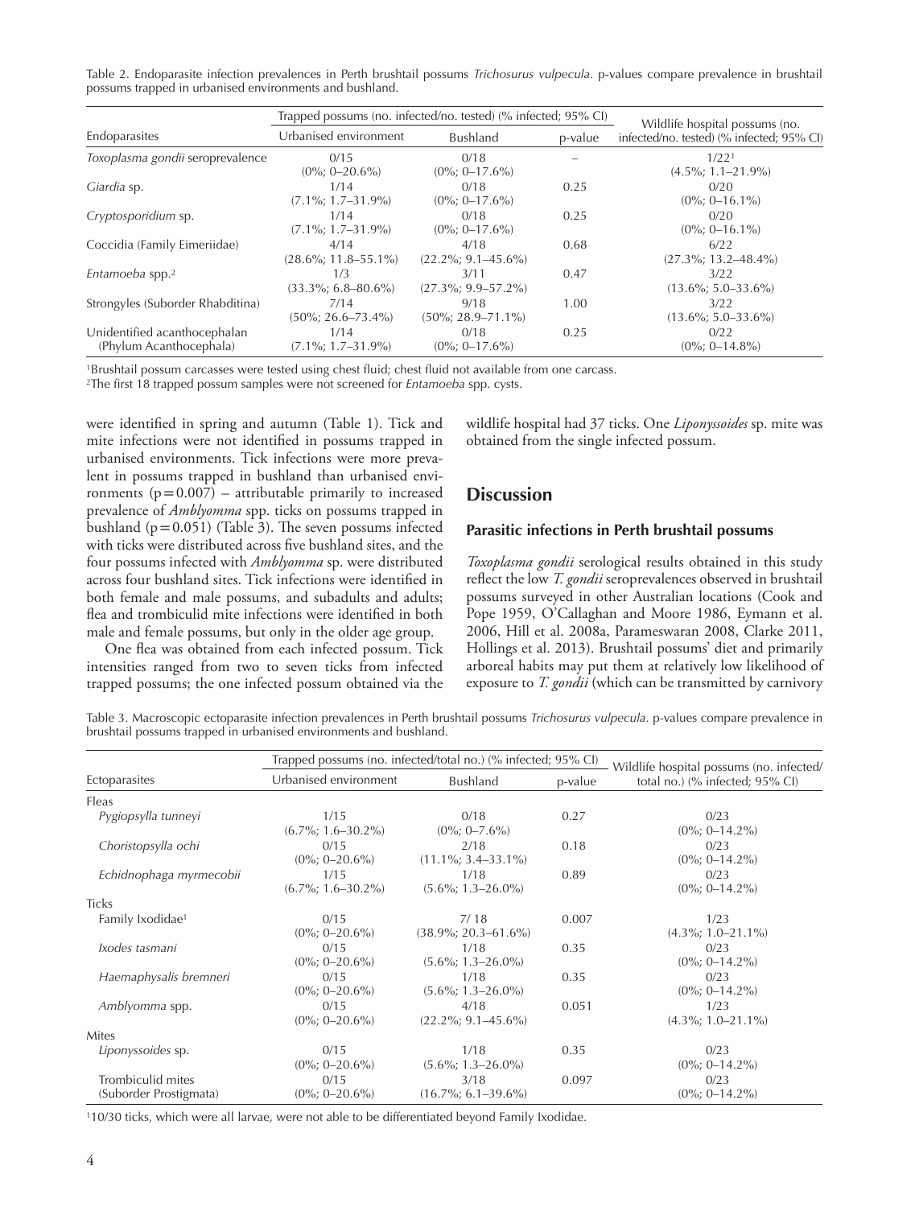Table 2. Endoparasite infection prevalences in Perth brushtail possums *Trichosurus vulpecula*. p-values compare prevalence in brushtail possums trapped in urbanised environments and bushland.

| Endoparasites | Trapped possums (no. infected/no. tested) (% infected; 95% CI) | | | Wildlife hospital possums (no. infected/no. tested) (% infected; 95% CI) |
|---|---|---|---|---|
| | Urbanised environment | Bushland | p-value | |
| *Toxoplasma gondii* seroprevalence | 0/15 (0%; 0–20.6%) | 0/18 (0%; 0–17.6%) | – | 1/22[1] (4.5%; 1.1–21.9%) |
| *Giardia* sp. | 1/14 (7.1%; 1.7–31.9%) | 0/18 (0%; 0–17.6%) | 0.25 | 0/20 (0%; 0–16.1%) |
| *Cryptosporidium* sp. | 1/14 (7.1%; 1.7–31.9%) | 0/18 (0%; 0–17.6%) | 0.25 | 0/20 (0%; 0–16.1%) |
| Coccidia (Family Eimeriidae) | 4/14 (28.6%; 11.8–55.1%) | 4/18 (22.2%; 9.1–45.6%) | 0.68 | 6/22 (27.3%; 13.2–48.4%) |
| *Entamoeba* spp.[2] | 1/3 (33.3%; 6.8–80.6%) | 3/11 (27.3%; 9.9–57.2%) | 0.47 | 3/22 (13.6%; 5.0–33.6%) |
| Strongyles (Suborder Rhabditina) | 7/14 (50%; 26.6–73.4%) | 9/18 (50%; 28.9–71.1%) | 1.00 | 3/22 (13.6%; 5.0–33.6%) |
| Unidentified acanthocephalan (Phylum Acanthocephala) | 1/14 (7.1%; 1.7–31.9%) | 0/18 (0%; 0–17.6%) | 0.25 | 0/22 (0%; 0–14.8%) |

[1]Brushtail possum carcasses were tested using chest fluid; chest fluid not available from one carcass.
[2]The first 18 trapped possum samples were not screened for *Entamoeba* spp. cysts.

were identified in spring and autumn (Table 1). Tick and mite infections were not identified in possums trapped in urbanised environments. Tick infections were more prevalent in possums trapped in bushland than urbanised environments ($p = 0.007$) – attributable primarily to increased prevalence of *Amblyomma* spp. ticks on possums trapped in bushland ($p = 0.051$) (Table 3). The seven possums infected with ticks were distributed across five bushland sites, and the four possums infected with *Amblyomma* sp. were distributed across four bushland sites. Tick infections were identified in both female and male possums, and subadults and adults; flea and trombiculid mite infections were identified in both male and female possums, but only in the older age group.

One flea was obtained from each infected possum. Tick intensities ranged from two to seven ticks from infected trapped possums; the one infected possum obtained via the wildlife hospital had 37 ticks. One *Liponyssoides* sp. mite was obtained from the single infected possum.

## Discussion

### Parasitic infections in Perth brushtail possums

*Toxoplasma gondii* serological results obtained in this study reflect the low *T. gondii* seroprevalences observed in brushtail possums surveyed in other Australian locations (Cook and Pope 1959, O'Callaghan and Moore 1986, Eymann et al. 2006, Hill et al. 2008a, Parameswaran 2008, Clarke 2011, Hollings et al. 2013). Brushtail possums' diet and primarily arboreal habits may put them at relatively low likelihood of exposure to *T. gondii* (which can be transmitted by carnivory

Table 3. Macroscopic ectoparasite infection prevalences in Perth brushtail possums *Trichosurus vulpecula*. p-values compare prevalence in brushtail possums trapped in urbanised environments and bushland.

| Ectoparasites | Trapped possums (no. infected/total no.) (% infected; 95% CI) | | | Wildlife hospital possums (no. infected/total no.) (% infected; 95% CI) |
|---|---|---|---|---|
| | Urbanised environment | Bushland | p-value | |
| Fleas | | | | |
| *Pygiopsylla tunneyi* | 1/15 (6.7%; 1.6–30.2%) | 0/18 (0%; 0–7.6%) | 0.27 | 0/23 (0%; 0–14.2%) |
| *Choristopsylla ochi* | 0/15 (0%; 0–20.6%) | 2/18 (11.1%; 3.4–33.1%) | 0.18 | 0/23 (0%; 0–14.2%) |
| *Echidnophaga myrmecobii* | 1/15 (6.7%; 1.6–30.2%) | 1/18 (5.6%; 1.3–26.0%) | 0.89 | 0/23 (0%; 0–14.2%) |
| Ticks | | | | |
| Family Ixodidae[1] | 0/15 (0%; 0–20.6%) | 7/18 (38.9%; 20.3–61.6%) | 0.007 | 1/23 (4.3%; 1.0–21.1%) |
| *Ixodes tasmani* | 0/15 (0%; 0–20.6%) | 1/18 (5.6%; 1.3–26.0%) | 0.35 | 0/23 (0%; 0–14.2%) |
| *Haemaphysalis bremneri* | 0/15 (0%; 0–20.6%) | 1/18 (5.6%; 1.3–26.0%) | 0.35 | 0/23 (0%; 0–14.2%) |
| *Amblyomma* spp. | 0/15 (0%; 0–20.6%) | 4/18 (22.2%; 9.1–45.6%) | 0.051 | 1/23 (4.3%; 1.0–21.1%) |
| Mites | | | | |
| *Liponyssoides* sp. | 0/15 (0%; 0–20.6%) | 1/18 (5.6%; 1.3–26.0%) | 0.35 | 0/23 (0%; 0–14.2%) |
| Trombiculid mites (Suborder Prostigmata) | 0/15 (0%; 0–20.6%) | 3/18 (16.7%; 6.1–39.6%) | 0.097 | 0/23 (0%; 0–14.2%) |

[1]10/30 ticks, which were all larvae, were not able to be differentiated beyond Family Ixodidae.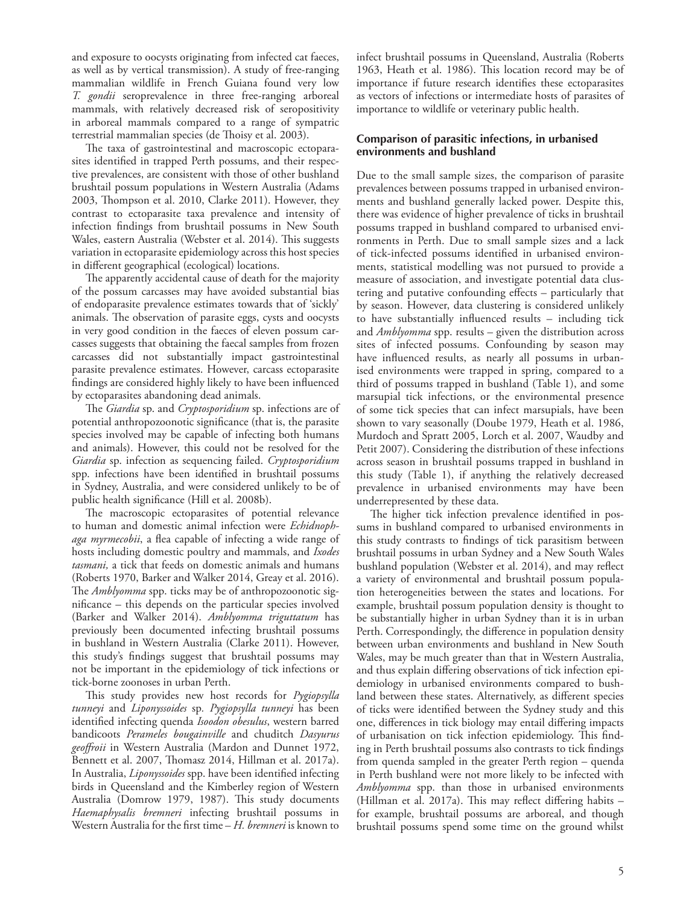and exposure to oocysts originating from infected cat faeces, as well as by vertical transmission). A study of free-ranging mammalian wildlife in French Guiana found very low *T. gondii* seroprevalence in three free-ranging arboreal mammals, with relatively decreased risk of seropositivity in arboreal mammals compared to a range of sympatric terrestrial mammalian species (de Thoisy et al. 2003).

The taxa of gastrointestinal and macroscopic ectoparasites identified in trapped Perth possums, and their respective prevalences, are consistent with those of other bushland brushtail possum populations in Western Australia (Adams 2003, Thompson et al. 2010, Clarke 2011). However, they contrast to ectoparasite taxa prevalence and intensity of infection findings from brushtail possums in New South Wales, eastern Australia (Webster et al. 2014). This suggests variation in ectoparasite epidemiology across this host species in different geographical (ecological) locations.

The apparently accidental cause of death for the majority of the possum carcasses may have avoided substantial bias of endoparasite prevalence estimates towards that of 'sickly' animals. The observation of parasite eggs, cysts and oocysts in very good condition in the faeces of eleven possum carcasses suggests that obtaining the faecal samples from frozen carcasses did not substantially impact gastrointestinal parasite prevalence estimates. However, carcass ectoparasite findings are considered highly likely to have been influenced by ectoparasites abandoning dead animals.

The *Giardia* sp. and *Cryptosporidium* sp. infections are of potential anthropozoonotic significance (that is, the parasite species involved may be capable of infecting both humans and animals). However, this could not be resolved for the *Giardia* sp. infection as sequencing failed. *Cryptosporidium* spp. infections have been identified in brushtail possums in Sydney, Australia, and were considered unlikely to be of public health significance (Hill et al. 2008b).

The macroscopic ectoparasites of potential relevance to human and domestic animal infection were *Echidnophaga myrmecobii*, a flea capable of infecting a wide range of hosts including domestic poultry and mammals, and *Ixodes tasmani,* a tick that feeds on domestic animals and humans (Roberts 1970, Barker and Walker 2014, Greay et al. 2016). The *Amblyomma* spp. ticks may be of anthropozoonotic significance – this depends on the particular species involved (Barker and Walker 2014). *Amblyomma triguttatum* has previously been documented infecting brushtail possums in bushland in Western Australia (Clarke 2011). However, this study's findings suggest that brushtail possums may not be important in the epidemiology of tick infections or tick-borne zoonoses in urban Perth.

This study provides new host records for *Pygiopsylla tunneyi* and *Liponyssoides* sp. *Pygiopsylla tunneyi* has been identified infecting quenda *Isoodon obesulus*, western barred bandicoots *Perameles bougainville* and chuditch *Dasyurus geoffroii* in Western Australia (Mardon and Dunnet 1972, Bennett et al. 2007, Thomasz 2014, Hillman et al. 2017a). In Australia, *Liponyssoides* spp. have been identified infecting birds in Queensland and the Kimberley region of Western Australia (Domrow 1979, 1987). This study documents *Haemaphysalis bremneri* infecting brushtail possums in Western Australia for the first time – *H. bremneri* is known to infect brushtail possums in Queensland, Australia (Roberts 1963, Heath et al. 1986). This location record may be of importance if future research identifies these ectoparasites as vectors of infections or intermediate hosts of parasites of importance to wildlife or veterinary public health.

### Comparison of parasitic infections, in urbanised environments and bushland

Due to the small sample sizes, the comparison of parasite prevalences between possums trapped in urbanised environments and bushland generally lacked power. Despite this, there was evidence of higher prevalence of ticks in brushtail possums trapped in bushland compared to urbanised environments in Perth. Due to small sample sizes and a lack of tick-infected possums identified in urbanised environments, statistical modelling was not pursued to provide a measure of association, and investigate potential data clustering and putative confounding effects – particularly that by season. However, data clustering is considered unlikely to have substantially influenced results – including tick and *Amblyomma* spp. results – given the distribution across sites of infected possums. Confounding by season may have influenced results, as nearly all possums in urbanised environments were trapped in spring, compared to a third of possums trapped in bushland (Table 1), and some marsupial tick infections, or the environmental presence of some tick species that can infect marsupials, have been shown to vary seasonally (Doube 1979, Heath et al. 1986, Murdoch and Spratt 2005, Lorch et al. 2007, Waudby and Petit 2007). Considering the distribution of these infections across season in brushtail possums trapped in bushland in this study (Table 1), if anything the relatively decreased prevalence in urbanised environments may have been underrepresented by these data.

The higher tick infection prevalence identified in possums in bushland compared to urbanised environments in this study contrasts to findings of tick parasitism between brushtail possums in urban Sydney and a New South Wales bushland population (Webster et al. 2014), and may reflect a variety of environmental and brushtail possum population heterogeneities between the states and locations. For example, brushtail possum population density is thought to be substantially higher in urban Sydney than it is in urban Perth. Correspondingly, the difference in population density between urban environments and bushland in New South Wales, may be much greater than that in Western Australia, and thus explain differing observations of tick infection epidemiology in urbanised environments compared to bushland between these states. Alternatively, as different species of ticks were identified between the Sydney study and this one, differences in tick biology may entail differing impacts of urbanisation on tick infection epidemiology. This finding in Perth brushtail possums also contrasts to tick findings from quenda sampled in the greater Perth region – quenda in Perth bushland were not more likely to be infected with *Amblyomma* spp. than those in urbanised environments (Hillman et al. 2017a). This may reflect differing habits – for example, brushtail possums are arboreal, and though brushtail possums spend some time on the ground whilst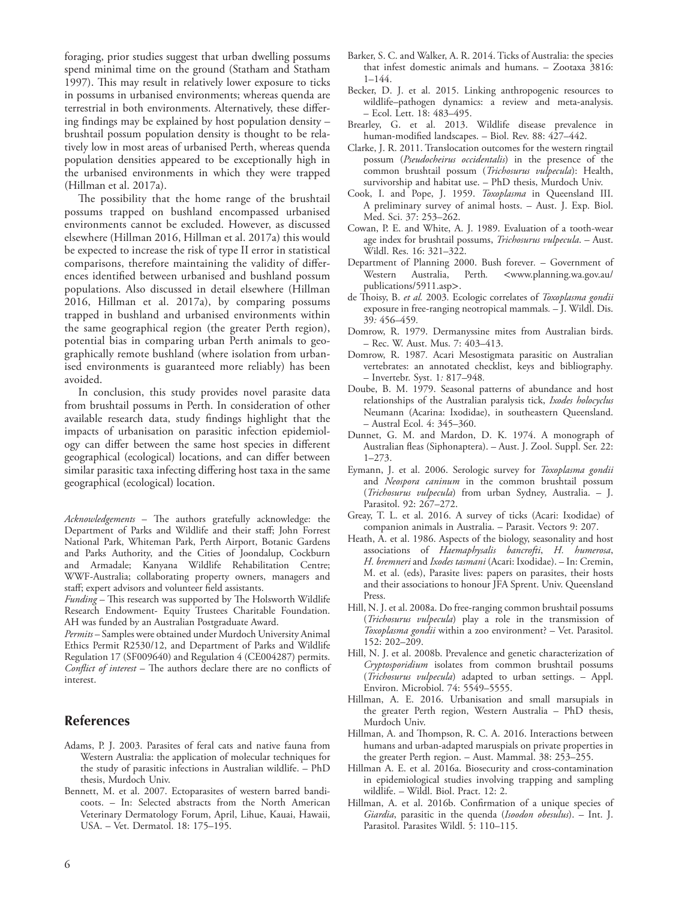foraging, prior studies suggest that urban dwelling possums spend minimal time on the ground (Statham and Statham 1997). This may result in relatively lower exposure to ticks in possums in urbanised environments; whereas quenda are terrestrial in both environments. Alternatively, these differing findings may be explained by host population density – brushtail possum population density is thought to be relatively low in most areas of urbanised Perth, whereas quenda population densities appeared to be exceptionally high in the urbanised environments in which they were trapped (Hillman et al. 2017a).

The possibility that the home range of the brushtail possums trapped on bushland encompassed urbanised environments cannot be excluded. However, as discussed elsewhere (Hillman 2016, Hillman et al. 2017a) this would be expected to increase the risk of type II error in statistical comparisons, therefore maintaining the validity of differences identified between urbanised and bushland possum populations. Also discussed in detail elsewhere (Hillman 2016, Hillman et al. 2017a), by comparing possums trapped in bushland and urbanised environments within the same geographical region (the greater Perth region), potential bias in comparing urban Perth animals to geographically remote bushland (where isolation from urbanised environments is guaranteed more reliably) has been avoided.

In conclusion, this study provides novel parasite data from brushtail possums in Perth. In consideration of other available research data, study findings highlight that the impacts of urbanisation on parasitic infection epidemiology can differ between the same host species in different geographical (ecological) locations, and can differ between similar parasitic taxa infecting differing host taxa in the same geographical (ecological) location.

*Acknowledgements* – The authors gratefully acknowledge: the Department of Parks and Wildlife and their staff; John Forrest National Park, Whiteman Park, Perth Airport, Botanic Gardens and Parks Authority, and the Cities of Joondalup, Cockburn and Armadale; Kanyana Wildlife Rehabilitation Centre; WWF-Australia; collaborating property owners, managers and staff; expert advisors and volunteer field assistants.

*Funding* – This research was supported by The Holsworth Wildlife Research Endowment- Equity Trustees Charitable Foundation. AH was funded by an Australian Postgraduate Award.

*Permits* – Samples were obtained under Murdoch University Animal Ethics Permit R2530/12, and Department of Parks and Wildlife Regulation 17 (SF009640) and Regulation 4 (CE004287) permits.

*Conflict of interest* – The authors declare there are no conflicts of interest.

## References

Adams, P. J. 2003. Parasites of feral cats and native fauna from Western Australia: the application of molecular techniques for the study of parasitic infections in Australian wildlife. – PhD thesis, Murdoch Univ.

Bennett, M. et al. 2007. Ectoparasites of western barred bandicoots. – In: Selected abstracts from the North American Veterinary Dermatology Forum, April, Lihue, Kauai, Hawaii, USA. – Vet. Dermatol. 18: 175–195.

Barker, S. C. and Walker, A. R. 2014. Ticks of Australia: the species that infest domestic animals and humans. – Zootaxa 3816: 1–144.

Becker, D. J. et al. 2015. Linking anthropogenic resources to wildlife–pathogen dynamics: a review and meta-analysis. – Ecol. Lett. 18: 483–495.

Brearley, G. et al. 2013. Wildlife disease prevalence in human-modified landscapes. – Biol. Rev. 88: 427–442.

Clarke, J. R. 2011. Translocation outcomes for the western ringtail possum (*Pseudocheirus occidentalis*) in the presence of the common brushtail possum (*Trichosurus vulpecula*): Health, survivorship and habitat use. – PhD thesis, Murdoch Univ.

Cook, I. and Pope, J. 1959. *Toxoplasma* in Queensland III. A preliminary survey of animal hosts. – Aust. J. Exp. Biol. Med. Sci. 37: 253–262.

Cowan, P. E. and White, A. J. 1989. Evaluation of a tooth-wear age index for brushtail possums, *Trichosurus vulpecula*. – Aust. Wildl. Res. 16: 321–322.

Department of Planning 2000. Bush forever. – Government of Western Australia, Perth. <www.planning.wa.gov.au/publications/5911.asp>.

de Thoisy, B. *et al.* 2003. Ecologic correlates of *Toxoplasma gondii* exposure in free-ranging neotropical mammals. – J. Wildl. Dis. 39: 456–459.

Domrow, R. 1979. Dermanyssine mites from Australian birds. – Rec. W. Aust. Mus. 7: 403–413.

Domrow, R. 1987. Acari Mesostigmata parasitic on Australian vertebrates: an annotated checklist, keys and bibliography. – Invertebr. Syst. 1: 817–948.

Doube, B. M. 1979. Seasonal patterns of abundance and host relationships of the Australian paralysis tick, *Ixodes holocyclus* Neumann (Acarina: Ixodidae), in southeastern Queensland. – Austral Ecol. 4: 345–360.

Dunnet, G. M. and Mardon, D. K. 1974. A monograph of Australian fleas (Siphonaptera). – Aust. J. Zool. Suppl. Ser. 22: 1–273.

Eymann, J. et al. 2006. Serologic survey for *Toxoplasma gondii* and *Neospora caninum* in the common brushtail possum (*Trichosurus vulpecula*) from urban Sydney, Australia. – J. Parasitol. 92: 267–272.

Greay, T. L. et al. 2016. A survey of ticks (Acari: Ixodidae) of companion animals in Australia. – Parasit. Vectors 9: 207.

Heath, A. et al. 1986. Aspects of the biology, seasonality and host associations of *Haemaphysalis bancrofti*, *H. humerosa*, *H. bremneri* and *Ixodes tasmani* (Acari: Ixodidae). – In: Cremin, M. et al. (eds), Parasite lives: papers on parasites, their hosts and their associations to honour JFA Sprent. Univ. Queensland Press.

Hill, N. J. et al. 2008a. Do free-ranging common brushtail possums (*Trichosurus vulpecula*) play a role in the transmission of *Toxoplasma gondii* within a zoo environment? – Vet. Parasitol. 152: 202–209.

Hill, N. J. et al. 2008b. Prevalence and genetic characterization of *Cryptosporidium* isolates from common brushtail possums (*Trichosurus vulpecula*) adapted to urban settings. – Appl. Environ. Microbiol. 74: 5549–5555.

Hillman, A. E. 2016. Urbanisation and small marsupials in the greater Perth region, Western Australia – PhD thesis, Murdoch Univ.

Hillman, A. and Thompson, R. C. A. 2016. Interactions between humans and urban-adapted maruspials on private properties in the greater Perth region. – Aust. Mammal. 38: 253–255.

Hillman A. E. et al. 2016a. Biosecurity and cross-contamination in epidemiological studies involving trapping and sampling wildlife. – Wildl. Biol. Pract. 12: 2.

Hillman, A. et al. 2016b. Confirmation of a unique species of *Giardia*, parasitic in the quenda (*Isoodon obesulus*). – Int. J. Parasitol. Parasites Wildl. 5: 110–115.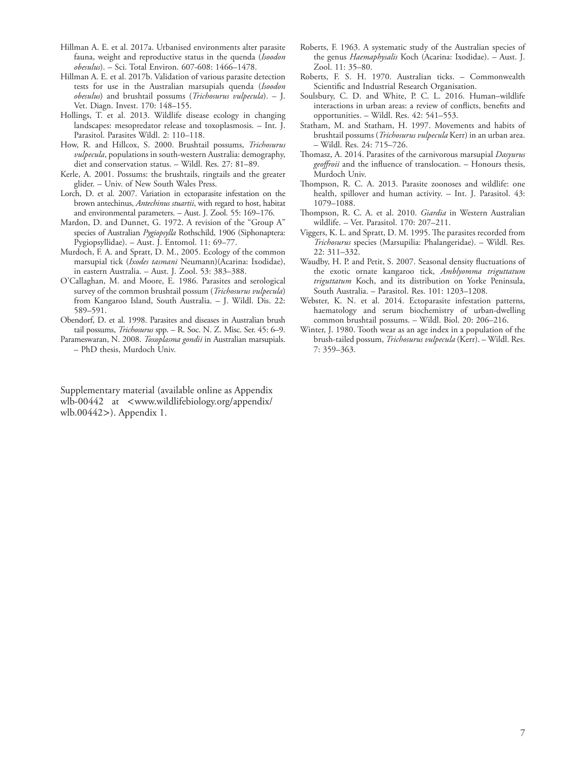Hillman A. E. et al. 2017a. Urbanised environments alter parasite fauna, weight and reproductive status in the quenda (*Isoodon obesulus*). – Sci. Total Environ. 607-608: 1466–1478.

Hillman A. E. et al. 2017b. Validation of various parasite detection tests for use in the Australian marsupials quenda (*Isoodon obesulus*) and brushtail possums (*Trichosurus vulpecula*). – J. Vet. Diagn. Invest. 170: 148–155.

Hollings, T. et al. 2013. Wildlife disease ecology in changing landscapes: mesopredator release and toxoplasmosis. – Int. J. Parasitol. Parasites Wildl. 2: 110–118.

How, R. and Hillcox, S. 2000. Brushtail possums, *Trichosurus vulpecula*, populations in south-western Australia: demography, diet and conservation status. – Wildl. Res. 27: 81–89.

Kerle, A. 2001. Possums: the brushtails, ringtails and the greater glider. – Univ. of New South Wales Press.

Lorch, D. et al. 2007. Variation in ectoparasite infestation on the brown antechinus, *Antechinus stuartii*, with regard to host, habitat and environmental parameters. – Aust. J. Zool. 55: 169–176.

Mardon, D. and Dunnet, G. 1972. A revision of the "Group A" species of Australian *Pygiopsylla* Rothschild, 1906 (Siphonaptera: Pygiopsyllidae). – Aust. J. Entomol. 11: 69–77.

Murdoch, F. A. and Spratt, D. M., 2005. Ecology of the common marsupial tick (*Ixodes tasmani* Neumann)(Acarina: Ixodidae), in eastern Australia. – Aust. J. Zool. 53: 383–388.

O'Callaghan, M. and Moore, E. 1986. Parasites and serological survey of the common brushtail possum (*Trichosurus vulpecula*) from Kangaroo Island, South Australia. – J. Wildl. Dis. 22: 589–591.

Obendorf, D. et al. 1998. Parasites and diseases in Australian brush tail possums, *Trichosurus* spp. – R. Soc. N. Z. Misc. Ser. 45: 6–9.

Parameswaran, N. 2008. *Toxoplasma gondii* in Australian marsupials. – PhD thesis, Murdoch Univ.

Roberts, F. 1963. A systematic study of the Australian species of the genus *Haemaphysalis* Koch (Acarina: Ixodidae). – Aust. J. Zool. 11: 35–80.

Roberts, F. S. H. 1970. Australian ticks. – Commonwealth Scientific and Industrial Research Organisation.

Soulsbury, C. D. and White, P. C. L. 2016. Human–wildlife interactions in urban areas: a review of conflicts, benefits and opportunities. – Wildl. Res. 42: 541–553.

Statham, M. and Statham, H. 1997. Movements and habits of brushtail possums (*Trichosurus vulpecula* Kerr) in an urban area. – Wildl. Res. 24: 715–726.

Thomasz, A. 2014. Parasites of the carnivorous marsupial *Dasyurus geoffroii* and the influence of translocation. – Honours thesis, Murdoch Univ.

Thompson, R. C. A. 2013. Parasite zoonoses and wildlife: one health, spillover and human activity. – Int. J. Parasitol. 43: 1079–1088.

Thompson, R. C. A. et al. 2010. *Giardia* in Western Australian wildlife. – Vet. Parasitol. 170: 207–211.

Viggers, K. L. and Spratt, D. M. 1995. The parasites recorded from *Trichosurus* species (Marsupilia: Phalangeridae). – Wildl. Res. 22: 311–332.

Waudby, H. P. and Petit, S. 2007. Seasonal density fluctuations of the exotic ornate kangaroo tick, *Amblyomma triguttatum triguttatum* Koch, and its distribution on Yorke Peninsula, South Australia. – Parasitol. Res. 101: 1203–1208.

Webster, K. N. et al. 2014. Ectoparasite infestation patterns, haematology and serum biochemistry of urban-dwelling common brushtail possums. – Wildl. Biol. 20: 206–216.

Winter, J. 1980. Tooth wear as an age index in a population of the brush-tailed possum, *Trichosurus vulpecula* (Kerr). – Wildl. Res. 7: 359–363.

Supplementary material (available online as Appendix wlb-00442 at <www.wildlifebiology.org/appendix/wlb.00442>). Appendix 1.